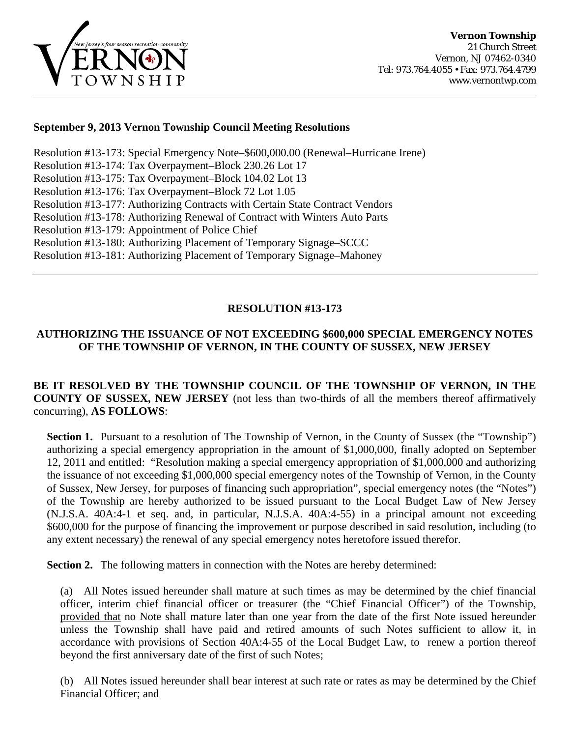**Vernon Township**
21 Church Street
Vernon, NJ 07462-0340
Tel: 973.764.4055 • Fax: 973.764.4799
www.vernontwp.com

---

**September 9, 2013 Vernon Township Council Meeting Resolutions**

Resolution #13-173: Special Emergency Note–$600,000.00 (Renewal–Hurricane Irene)
Resolution #13-174: Tax Overpayment–Block 230.26 Lot 17
Resolution #13-175: Tax Overpayment–Block 104.02 Lot 13
Resolution #13-176: Tax Overpayment–Block 72 Lot 1.05
Resolution #13-177: Authorizing Contracts with Certain State Contract Vendors
Resolution #13-178: Authorizing Renewal of Contract with Winters Auto Parts
Resolution #13-179: Appointment of Police Chief
Resolution #13-180: Authorizing Placement of Temporary Signage–SCCC
Resolution #13-181: Authorizing Placement of Temporary Signage–Mahoney

---

## RESOLUTION #13-173

### AUTHORIZING THE ISSUANCE OF NOT EXCEEDING $600,000 SPECIAL EMERGENCY NOTES OF THE TOWNSHIP OF VERNON, IN THE COUNTY OF SUSSEX, NEW JERSEY

**BE IT RESOLVED BY THE TOWNSHIP COUNCIL OF THE TOWNSHIP OF VERNON, IN THE COUNTY OF SUSSEX, NEW JERSEY** (not less than two-thirds of all the members thereof affirmatively concurring), **AS FOLLOWS**:

**Section 1.** Pursuant to a resolution of The Township of Vernon, in the County of Sussex (the "Township") authorizing a special emergency appropriation in the amount of $1,000,000, finally adopted on September 12, 2011 and entitled: "Resolution making a special emergency appropriation of $1,000,000 and authorizing the issuance of not exceeding $1,000,000 special emergency notes of the Township of Vernon, in the County of Sussex, New Jersey, for purposes of financing such appropriation", special emergency notes (the "Notes") of the Township are hereby authorized to be issued pursuant to the Local Budget Law of New Jersey (N.J.S.A. 40A:4-1 et seq. and, in particular, N.J.S.A. 40A:4-55) in a principal amount not exceeding $600,000 for the purpose of financing the improvement or purpose described in said resolution, including (to any extent necessary) the renewal of any special emergency notes heretofore issued therefor.

**Section 2.** The following matters in connection with the Notes are hereby determined:

(a) All Notes issued hereunder shall mature at such times as may be determined by the chief financial officer, interim chief financial officer or treasurer (the "Chief Financial Officer") of the Township, provided that no Note shall mature later than one year from the date of the first Note issued hereunder unless the Township shall have paid and retired amounts of such Notes sufficient to allow it, in accordance with provisions of Section 40A:4-55 of the Local Budget Law, to renew a portion thereof beyond the first anniversary date of the first of such Notes;

(b) All Notes issued hereunder shall bear interest at such rate or rates as may be determined by the Chief Financial Officer; and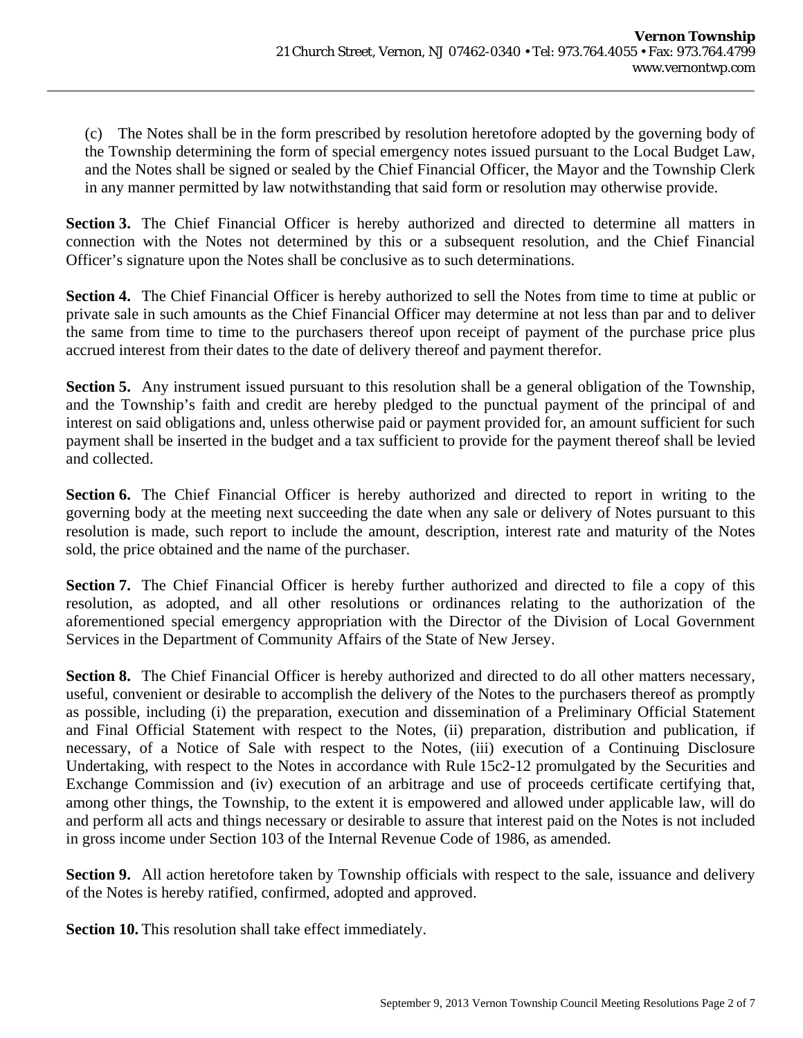(c) The Notes shall be in the form prescribed by resolution heretofore adopted by the governing body of the Township determining the form of special emergency notes issued pursuant to the Local Budget Law, and the Notes shall be signed or sealed by the Chief Financial Officer, the Mayor and the Township Clerk in any manner permitted by law notwithstanding that said form or resolution may otherwise provide.

**Section 3.** The Chief Financial Officer is hereby authorized and directed to determine all matters in connection with the Notes not determined by this or a subsequent resolution, and the Chief Financial Officer's signature upon the Notes shall be conclusive as to such determinations.

**Section 4.** The Chief Financial Officer is hereby authorized to sell the Notes from time to time at public or private sale in such amounts as the Chief Financial Officer may determine at not less than par and to deliver the same from time to time to the purchasers thereof upon receipt of payment of the purchase price plus accrued interest from their dates to the date of delivery thereof and payment therefor.

**Section 5.** Any instrument issued pursuant to this resolution shall be a general obligation of the Township, and the Township's faith and credit are hereby pledged to the punctual payment of the principal of and interest on said obligations and, unless otherwise paid or payment provided for, an amount sufficient for such payment shall be inserted in the budget and a tax sufficient to provide for the payment thereof shall be levied and collected.

**Section 6.** The Chief Financial Officer is hereby authorized and directed to report in writing to the governing body at the meeting next succeeding the date when any sale or delivery of Notes pursuant to this resolution is made, such report to include the amount, description, interest rate and maturity of the Notes sold, the price obtained and the name of the purchaser.

**Section 7.** The Chief Financial Officer is hereby further authorized and directed to file a copy of this resolution, as adopted, and all other resolutions or ordinances relating to the authorization of the aforementioned special emergency appropriation with the Director of the Division of Local Government Services in the Department of Community Affairs of the State of New Jersey.

**Section 8.** The Chief Financial Officer is hereby authorized and directed to do all other matters necessary, useful, convenient or desirable to accomplish the delivery of the Notes to the purchasers thereof as promptly as possible, including (i) the preparation, execution and dissemination of a Preliminary Official Statement and Final Official Statement with respect to the Notes, (ii) preparation, distribution and publication, if necessary, of a Notice of Sale with respect to the Notes, (iii) execution of a Continuing Disclosure Undertaking, with respect to the Notes in accordance with Rule 15c2-12 promulgated by the Securities and Exchange Commission and (iv) execution of an arbitrage and use of proceeds certificate certifying that, among other things, the Township, to the extent it is empowered and allowed under applicable law, will do and perform all acts and things necessary or desirable to assure that interest paid on the Notes is not included in gross income under Section 103 of the Internal Revenue Code of 1986, as amended.

**Section 9.** All action heretofore taken by Township officials with respect to the sale, issuance and delivery of the Notes is hereby ratified, confirmed, adopted and approved.

**Section 10.** This resolution shall take effect immediately.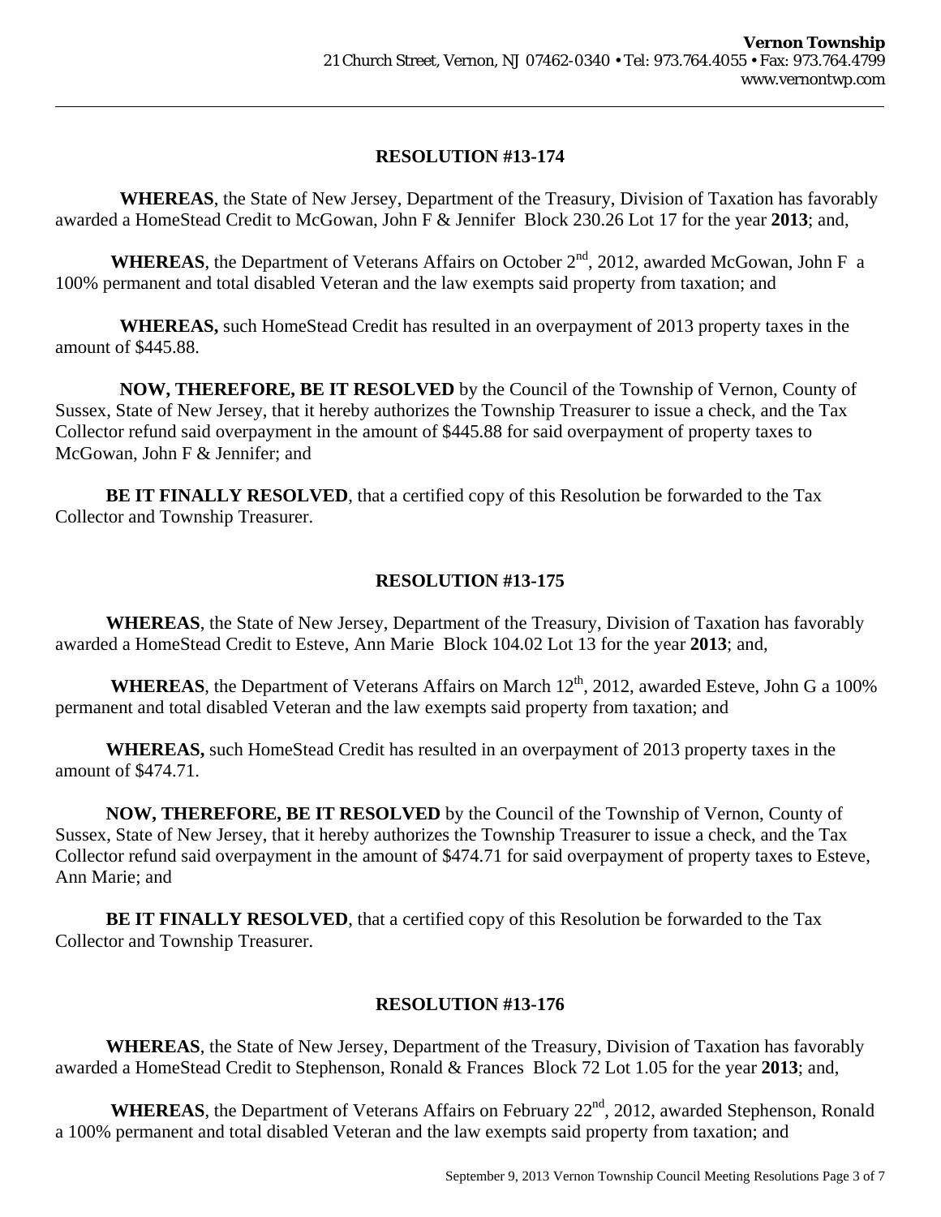## RESOLUTION #13-174

**WHEREAS**, the State of New Jersey, Department of the Treasury, Division of Taxation has favorably awarded a HomeStead Credit to McGowan, John F & Jennifer Block 230.26 Lot 17 for the year **2013**; and,

**WHEREAS**, the Department of Veterans Affairs on October 2nd, 2012, awarded McGowan, John F a 100% permanent and total disabled Veteran and the law exempts said property from taxation; and

**WHEREAS,** such HomeStead Credit has resulted in an overpayment of 2013 property taxes in the amount of $445.88.

**NOW, THEREFORE, BE IT RESOLVED** by the Council of the Township of Vernon, County of Sussex, State of New Jersey, that it hereby authorizes the Township Treasurer to issue a check, and the Tax Collector refund said overpayment in the amount of $445.88 for said overpayment of property taxes to McGowan, John F & Jennifer; and

**BE IT FINALLY RESOLVED**, that a certified copy of this Resolution be forwarded to the Tax Collector and Township Treasurer.

## RESOLUTION #13-175

**WHEREAS**, the State of New Jersey, Department of the Treasury, Division of Taxation has favorably awarded a HomeStead Credit to Esteve, Ann Marie Block 104.02 Lot 13 for the year **2013**; and,

**WHEREAS**, the Department of Veterans Affairs on March 12th, 2012, awarded Esteve, John G a 100% permanent and total disabled Veteran and the law exempts said property from taxation; and

**WHEREAS,** such HomeStead Credit has resulted in an overpayment of 2013 property taxes in the amount of $474.71.

**NOW, THEREFORE, BE IT RESOLVED** by the Council of the Township of Vernon, County of Sussex, State of New Jersey, that it hereby authorizes the Township Treasurer to issue a check, and the Tax Collector refund said overpayment in the amount of $474.71 for said overpayment of property taxes to Esteve, Ann Marie; and

**BE IT FINALLY RESOLVED**, that a certified copy of this Resolution be forwarded to the Tax Collector and Township Treasurer.

## RESOLUTION #13-176

**WHEREAS**, the State of New Jersey, Department of the Treasury, Division of Taxation has favorably awarded a HomeStead Credit to Stephenson, Ronald & Frances Block 72 Lot 1.05 for the year **2013**; and,

**WHEREAS**, the Department of Veterans Affairs on February 22nd, 2012, awarded Stephenson, Ronald a 100% permanent and total disabled Veteran and the law exempts said property from taxation; and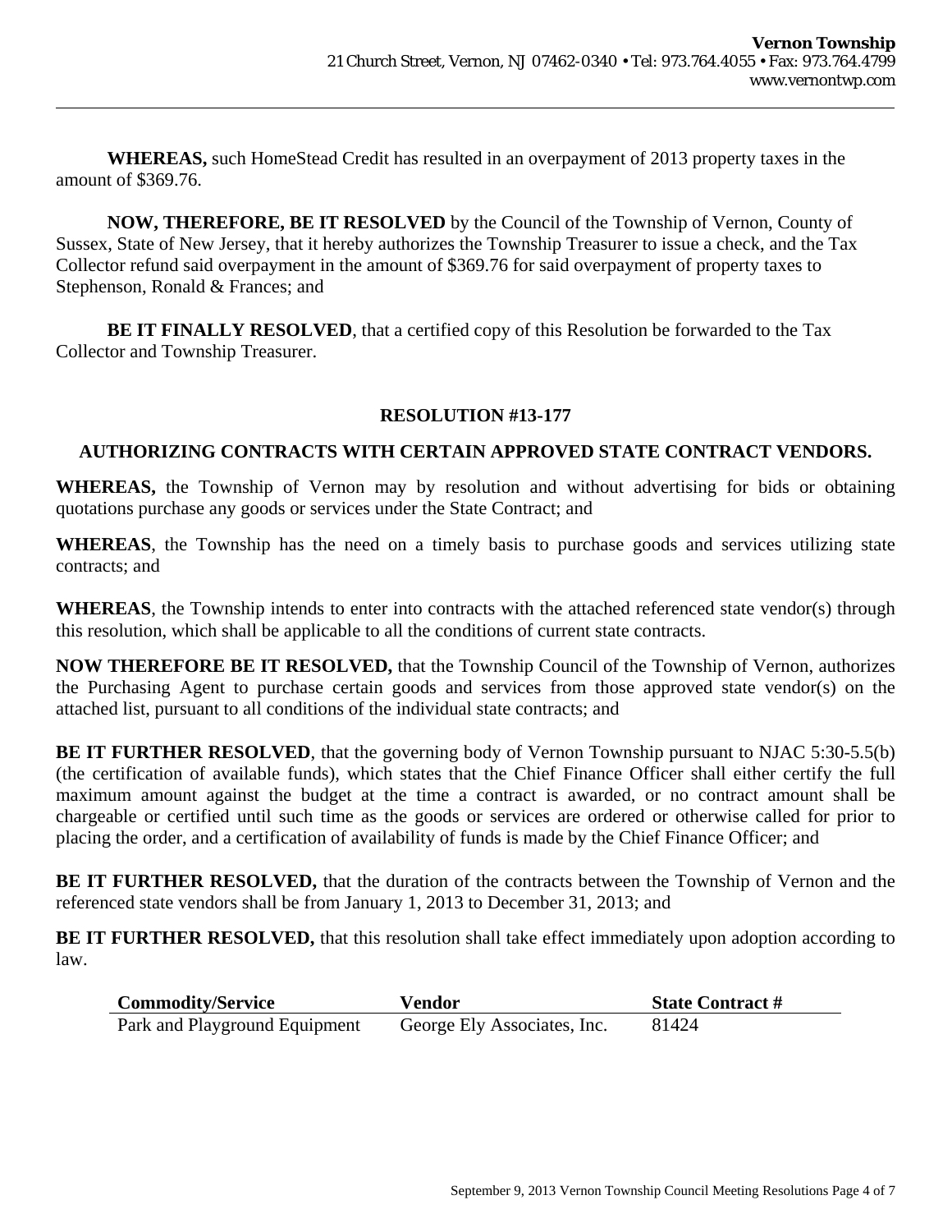**WHEREAS,** such HomeStead Credit has resulted in an overpayment of 2013 property taxes in the amount of $369.76.

**NOW, THEREFORE, BE IT RESOLVED** by the Council of the Township of Vernon, County of Sussex, State of New Jersey, that it hereby authorizes the Township Treasurer to issue a check, and the Tax Collector refund said overpayment in the amount of $369.76 for said overpayment of property taxes to Stephenson, Ronald & Frances; and

**BE IT FINALLY RESOLVED**, that a certified copy of this Resolution be forwarded to the Tax Collector and Township Treasurer.

## RESOLUTION #13-177

## AUTHORIZING CONTRACTS WITH CERTAIN APPROVED STATE CONTRACT VENDORS.

**WHEREAS,** the Township of Vernon may by resolution and without advertising for bids or obtaining quotations purchase any goods or services under the State Contract; and

**WHEREAS**, the Township has the need on a timely basis to purchase goods and services utilizing state contracts; and

**WHEREAS**, the Township intends to enter into contracts with the attached referenced state vendor(s) through this resolution, which shall be applicable to all the conditions of current state contracts.

**NOW THEREFORE BE IT RESOLVED,** that the Township Council of the Township of Vernon, authorizes the Purchasing Agent to purchase certain goods and services from those approved state vendor(s) on the attached list, pursuant to all conditions of the individual state contracts; and

**BE IT FURTHER RESOLVED**, that the governing body of Vernon Township pursuant to NJAC 5:30-5.5(b) (the certification of available funds), which states that the Chief Finance Officer shall either certify the full maximum amount against the budget at the time a contract is awarded, or no contract amount shall be chargeable or certified until such time as the goods or services are ordered or otherwise called for prior to placing the order, and a certification of availability of funds is made by the Chief Finance Officer; and

**BE IT FURTHER RESOLVED,** that the duration of the contracts between the Township of Vernon and the referenced state vendors shall be from January 1, 2013 to December 31, 2013; and

**BE IT FURTHER RESOLVED,** that this resolution shall take effect immediately upon adoption according to law.

| Commodity/Service | Vendor | State Contract # |
|---|---|---|
| Park and Playground Equipment | George Ely Associates, Inc. | 81424 |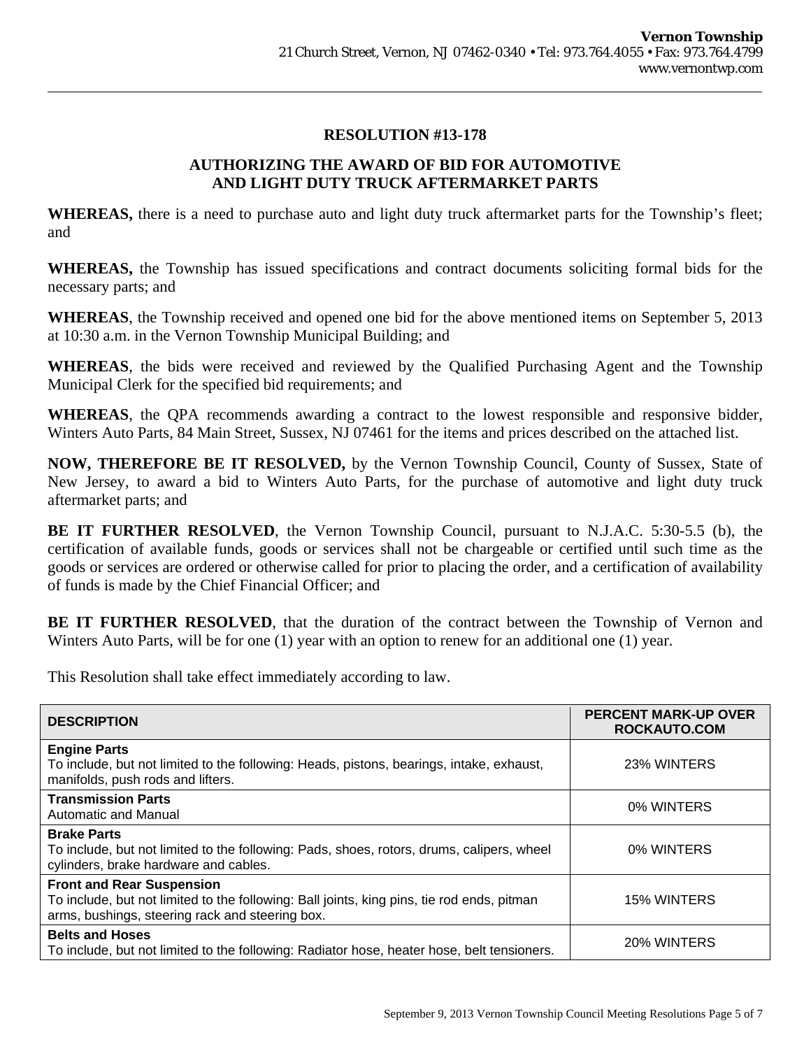**Vernon Township**
21 Church Street, Vernon, NJ 07462-0340 • Tel: 973.764.4055 • Fax: 973.764.4799
www.vernontwp.com

---

## RESOLUTION #13-178

## AUTHORIZING THE AWARD OF BID FOR AUTOMOTIVE AND LIGHT DUTY TRUCK AFTERMARKET PARTS

**WHEREAS,** there is a need to purchase auto and light duty truck aftermarket parts for the Township's fleet; and

**WHEREAS,** the Township has issued specifications and contract documents soliciting formal bids for the necessary parts; and

**WHEREAS**, the Township received and opened one bid for the above mentioned items on September 5, 2013 at 10:30 a.m. in the Vernon Township Municipal Building; and

**WHEREAS**, the bids were received and reviewed by the Qualified Purchasing Agent and the Township Municipal Clerk for the specified bid requirements; and

**WHEREAS**, the QPA recommends awarding a contract to the lowest responsible and responsive bidder, Winters Auto Parts, 84 Main Street, Sussex, NJ 07461 for the items and prices described on the attached list.

**NOW, THEREFORE BE IT RESOLVED,** by the Vernon Township Council, County of Sussex, State of New Jersey, to award a bid to Winters Auto Parts, for the purchase of automotive and light duty truck aftermarket parts; and

**BE IT FURTHER RESOLVED**, the Vernon Township Council, pursuant to N.J.A.C. 5:30-5.5 (b), the certification of available funds, goods or services shall not be chargeable or certified until such time as the goods or services are ordered or otherwise called for prior to placing the order, and a certification of availability of funds is made by the Chief Financial Officer; and

**BE IT FURTHER RESOLVED**, that the duration of the contract between the Township of Vernon and Winters Auto Parts, will be for one (1) year with an option to renew for an additional one (1) year.

This Resolution shall take effect immediately according to law.

| DESCRIPTION | PERCENT MARK-UP OVER ROCKAUTO.COM |
|---|---|
| **Engine Parts**<br>To include, but not limited to the following: Heads, pistons, bearings, intake, exhaust, manifolds, push rods and lifters. | 23% WINTERS |
| **Transmission Parts**<br>Automatic and Manual | 0% WINTERS |
| **Brake Parts**<br>To include, but not limited to the following: Pads, shoes, rotors, drums, calipers, wheel cylinders, brake hardware and cables. | 0% WINTERS |
| **Front and Rear Suspension**<br>To include, but not limited to the following: Ball joints, king pins, tie rod ends, pitman arms, bushings, steering rack and steering box. | 15% WINTERS |
| **Belts and Hoses**<br>To include, but not limited to the following: Radiator hose, heater hose, belt tensioners. | 20% WINTERS |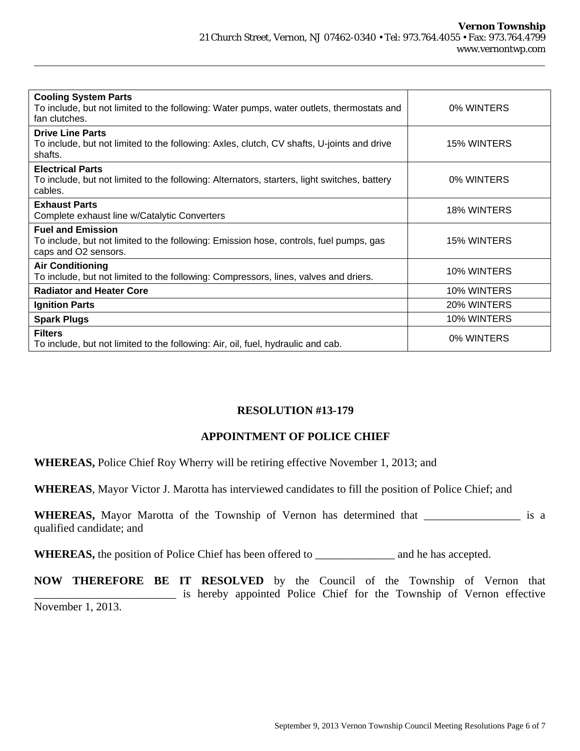| Category | Discount |
| --- | --- |
| **Cooling System Parts**<br>To include, but not limited to the following: Water pumps, water outlets, thermostats and fan clutches. | 0% WINTERS |
| **Drive Line Parts**<br>To include, but not limited to the following: Axles, clutch, CV shafts, U-joints and drive shafts. | 15% WINTERS |
| **Electrical Parts**<br>To include, but not limited to the following: Alternators, starters, light switches, battery cables. | 0% WINTERS |
| **Exhaust Parts**<br>Complete exhaust line w/Catalytic Converters | 18% WINTERS |
| **Fuel and Emission**<br>To include, but not limited to the following: Emission hose, controls, fuel pumps, gas caps and O2 sensors. | 15% WINTERS |
| **Air Conditioning**<br>To include, but not limited to the following: Compressors, lines, valves and driers. | 10% WINTERS |
| **Radiator and Heater Core** | 10% WINTERS |
| **Ignition Parts** | 20% WINTERS |
| **Spark Plugs** | 10% WINTERS |
| **Filters**<br>To include, but not limited to the following: Air, oil, fuel, hydraulic and cab. | 0% WINTERS |

## RESOLUTION #13-179

## APPOINTMENT OF POLICE CHIEF

**WHEREAS,** Police Chief Roy Wherry will be retiring effective November 1, 2013; and

**WHEREAS**, Mayor Victor J. Marotta has interviewed candidates to fill the position of Police Chief; and

**WHEREAS,** Mayor Marotta of the Township of Vernon has determined that _________________ is a qualified candidate; and

**WHEREAS,** the position of Police Chief has been offered to ______________ and he has accepted.

**NOW THEREFORE BE IT RESOLVED** by the Council of the Township of Vernon that _________________________ is hereby appointed Police Chief for the Township of Vernon effective November 1, 2013.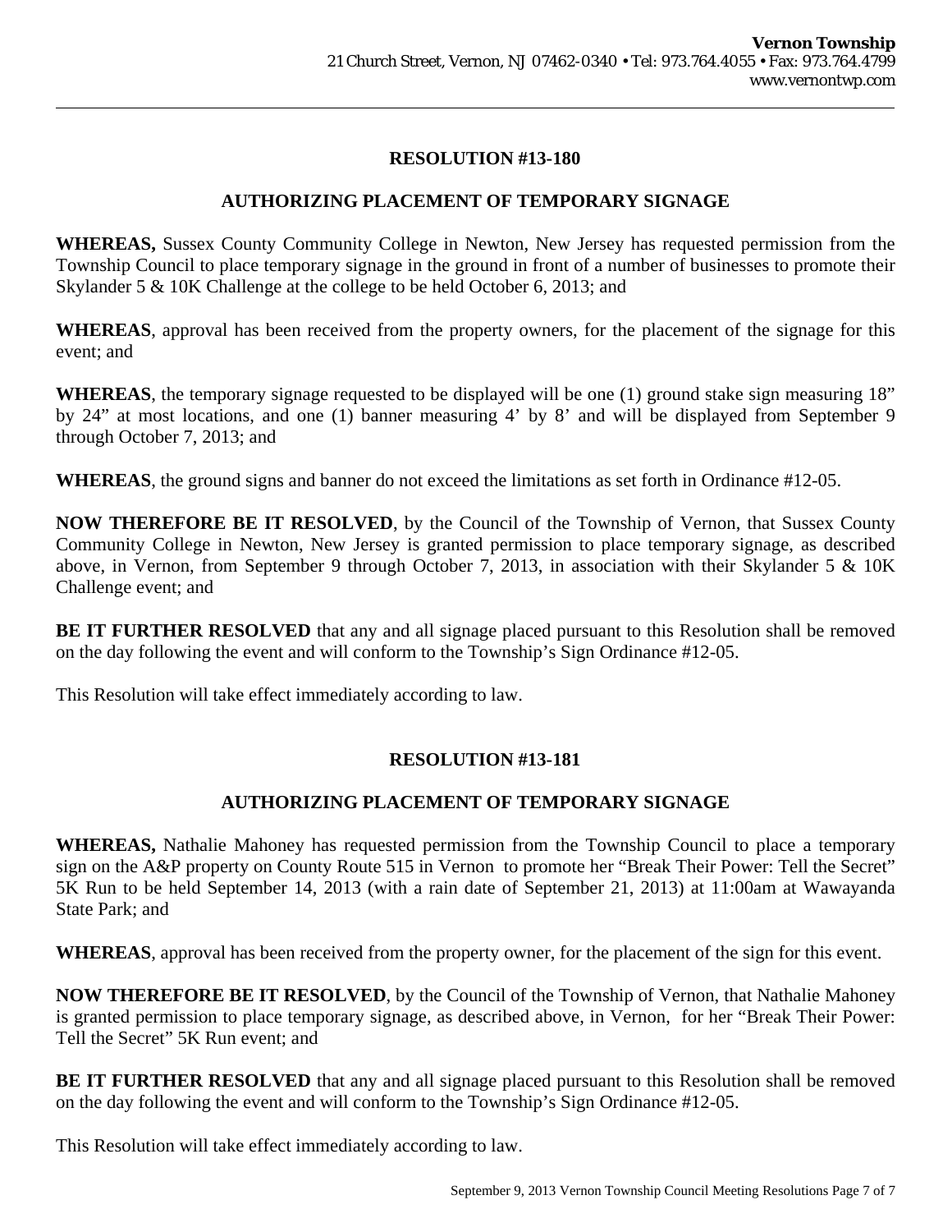**Vernon Township**
21 Church Street, Vernon, NJ 07462-0340 • Tel: 973.764.4055 • Fax: 973.764.4799
www.vernontwp.com

## RESOLUTION #13-180

### AUTHORIZING PLACEMENT OF TEMPORARY SIGNAGE

**WHEREAS,** Sussex County Community College in Newton, New Jersey has requested permission from the Township Council to place temporary signage in the ground in front of a number of businesses to promote their Skylander 5 & 10K Challenge at the college to be held October 6, 2013; and

**WHEREAS**, approval has been received from the property owners, for the placement of the signage for this event; and

**WHEREAS**, the temporary signage requested to be displayed will be one (1) ground stake sign measuring 18" by 24" at most locations, and one (1) banner measuring 4' by 8' and will be displayed from September 9 through October 7, 2013; and

**WHEREAS**, the ground signs and banner do not exceed the limitations as set forth in Ordinance #12-05.

**NOW THEREFORE BE IT RESOLVED**, by the Council of the Township of Vernon, that Sussex County Community College in Newton, New Jersey is granted permission to place temporary signage, as described above, in Vernon, from September 9 through October 7, 2013, in association with their Skylander 5 & 10K Challenge event; and

**BE IT FURTHER RESOLVED** that any and all signage placed pursuant to this Resolution shall be removed on the day following the event and will conform to the Township's Sign Ordinance #12-05.

This Resolution will take effect immediately according to law.

## RESOLUTION #13-181

### AUTHORIZING PLACEMENT OF TEMPORARY SIGNAGE

**WHEREAS,** Nathalie Mahoney has requested permission from the Township Council to place a temporary sign on the A&P property on County Route 515 in Vernon to promote her "Break Their Power: Tell the Secret" 5K Run to be held September 14, 2013 (with a rain date of September 21, 2013) at 11:00am at Wawayanda State Park; and

**WHEREAS**, approval has been received from the property owner, for the placement of the sign for this event.

**NOW THEREFORE BE IT RESOLVED**, by the Council of the Township of Vernon, that Nathalie Mahoney is granted permission to place temporary signage, as described above, in Vernon, for her "Break Their Power: Tell the Secret" 5K Run event; and

**BE IT FURTHER RESOLVED** that any and all signage placed pursuant to this Resolution shall be removed on the day following the event and will conform to the Township's Sign Ordinance #12-05.

This Resolution will take effect immediately according to law.